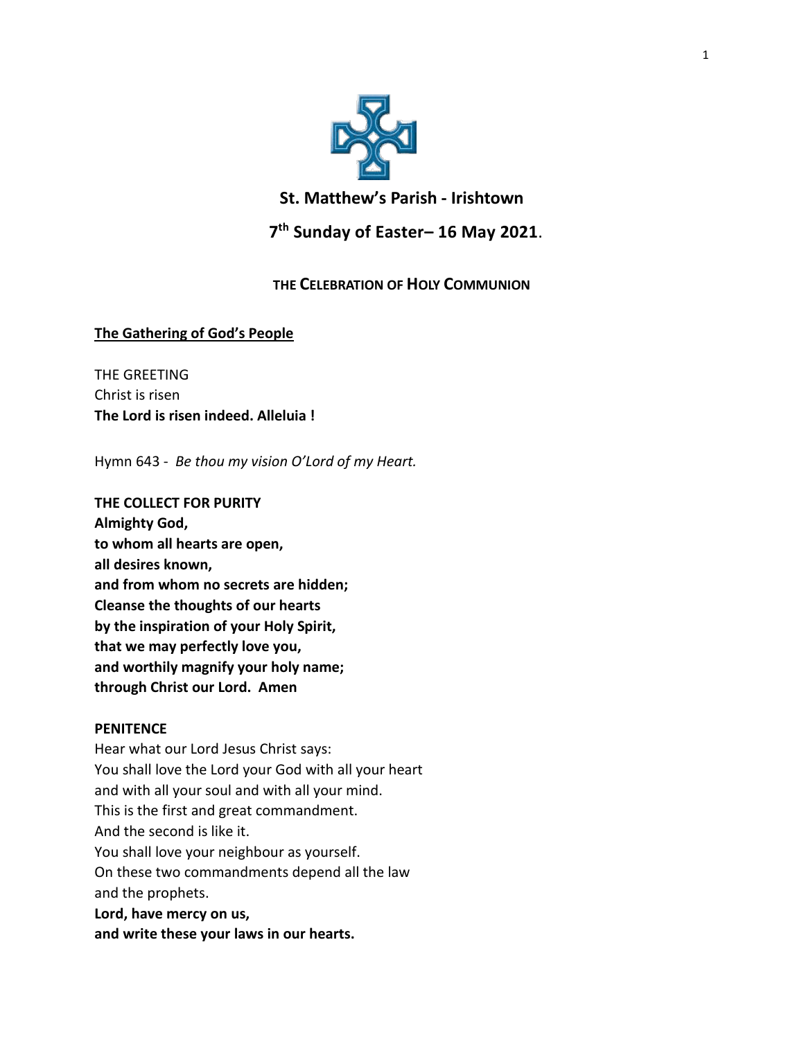# St. Matthew's Parish - Irishtown

## 7th Sunday of Easter– 16 May 2021.

### THE CELEBRATION OF HOLY COMMUNION

**The Gathering of God's People**

THE GREETING
Christ is risen
**The Lord is risen indeed. Alleluia !**

Hymn 643 - *Be thou my vision O'Lord of my Heart.*

**THE COLLECT FOR PURITY**
**Almighty God,**
**to whom all hearts are open,**
**all desires known,**
**and from whom no secrets are hidden;**
**Cleanse the thoughts of our hearts**
**by the inspiration of your Holy Spirit,**
**that we may perfectly love you,**
**and worthily magnify your holy name;**
**through Christ our Lord. Amen**

**PENITENCE**
Hear what our Lord Jesus Christ says:
You shall love the Lord your God with all your heart
and with all your soul and with all your mind.
This is the first and great commandment.
And the second is like it.
You shall love your neighbour as yourself.
On these two commandments depend all the law
and the prophets.
**Lord, have mercy on us,**
**and write these your laws in our hearts.**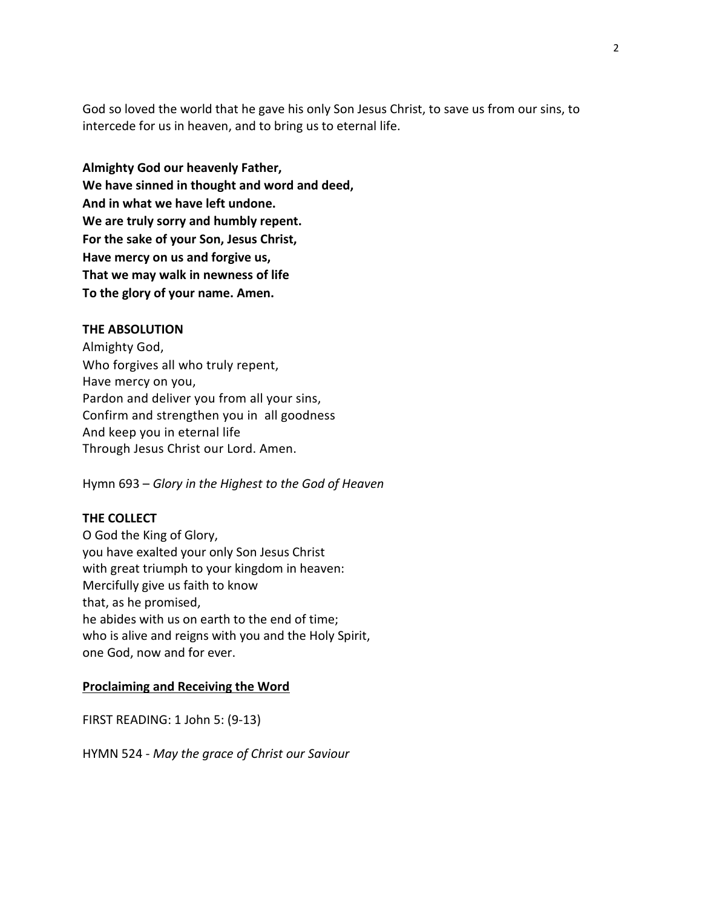God so loved the world that he gave his only Son Jesus Christ, to save us from our sins, to intercede for us in heaven, and to bring us to eternal life.

**Almighty God our heavenly Father,**
**We have sinned in thought and word and deed,**
**And in what we have left undone.**
**We are truly sorry and humbly repent.**
**For the sake of your Son, Jesus Christ,**
**Have mercy on us and forgive us,**
**That we may walk in newness of life**
**To the glory of your name. Amen.**

**THE ABSOLUTION**

Almighty God,
Who forgives all who truly repent,
Have mercy on you,
Pardon and deliver you from all your sins,
Confirm and strengthen you in all goodness
And keep you in eternal life
Through Jesus Christ our Lord. Amen.

Hymn 693 – *Glory in the Highest to the God of Heaven*

**THE COLLECT**

O God the King of Glory,
you have exalted your only Son Jesus Christ
with great triumph to your kingdom in heaven:
Mercifully give us faith to know
that, as he promised,
he abides with us on earth to the end of time;
who is alive and reigns with you and the Holy Spirit,
one God, now and for ever.

**Proclaiming and Receiving the Word**

FIRST READING: 1 John 5: (9-13)

HYMN 524 - *May the grace of Christ our Saviour*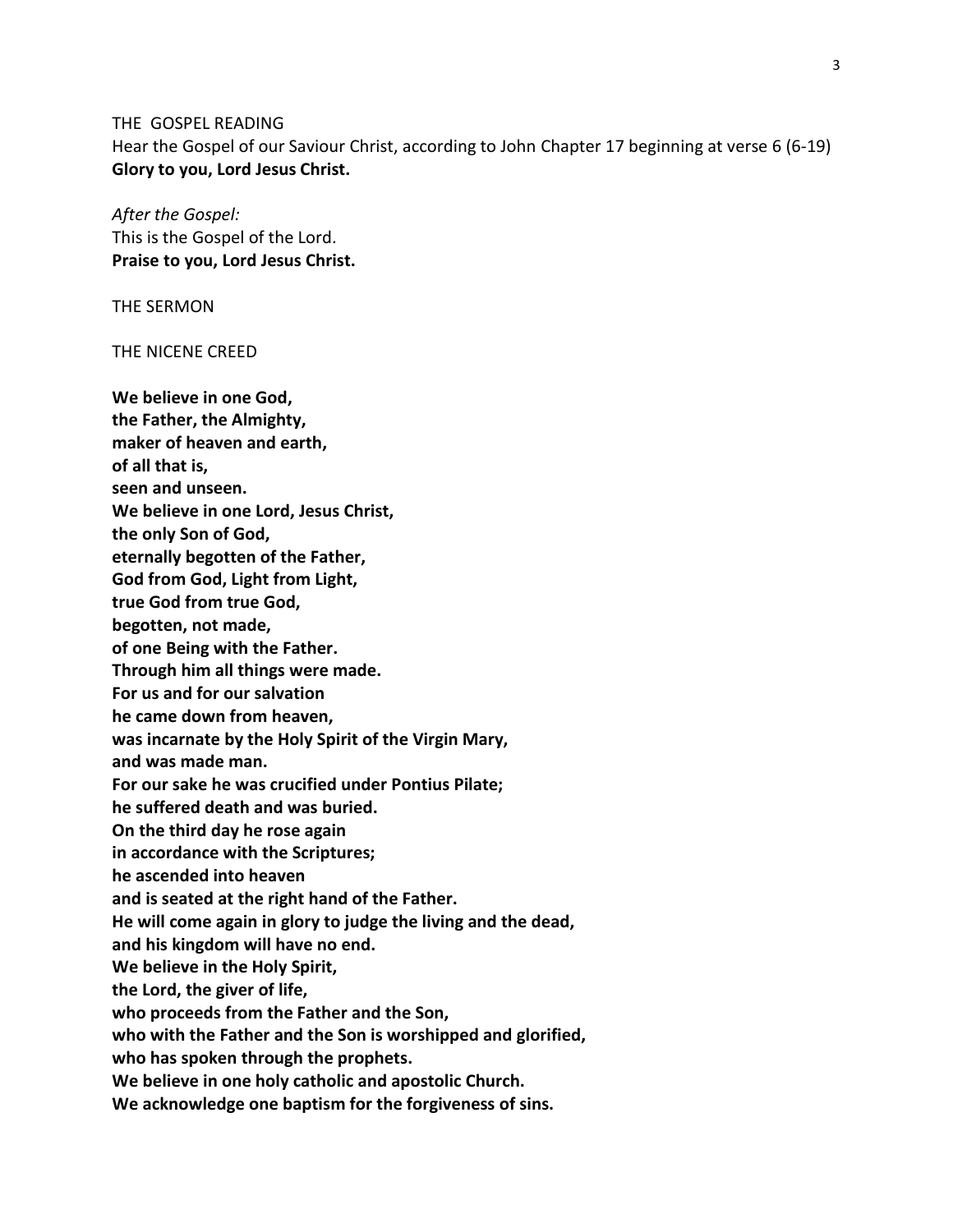THE GOSPEL READING

Hear the Gospel of our Saviour Christ, according to John Chapter 17 beginning at verse 6 (6-19)
**Glory to you, Lord Jesus Christ.**

*After the Gospel:*
This is the Gospel of the Lord.
**Praise to you, Lord Jesus Christ.**

THE SERMON

THE NICENE CREED

**We believe in one God,**
**the Father, the Almighty,**
**maker of heaven and earth,**
**of all that is,**
**seen and unseen.**
**We believe in one Lord, Jesus Christ,**
**the only Son of God,**
**eternally begotten of the Father,**
**God from God, Light from Light,**
**true God from true God,**
**begotten, not made,**
**of one Being with the Father.**
**Through him all things were made.**
**For us and for our salvation**
**he came down from heaven,**
**was incarnate by the Holy Spirit of the Virgin Mary,**
**and was made man.**
**For our sake he was crucified under Pontius Pilate;**
**he suffered death and was buried.**
**On the third day he rose again**
**in accordance with the Scriptures;**
**he ascended into heaven**
**and is seated at the right hand of the Father.**
**He will come again in glory to judge the living and the dead,**
**and his kingdom will have no end.**
**We believe in the Holy Spirit,**
**the Lord, the giver of life,**
**who proceeds from the Father and the Son,**
**who with the Father and the Son is worshipped and glorified,**
**who has spoken through the prophets.**
**We believe in one holy catholic and apostolic Church.**
**We acknowledge one baptism for the forgiveness of sins.**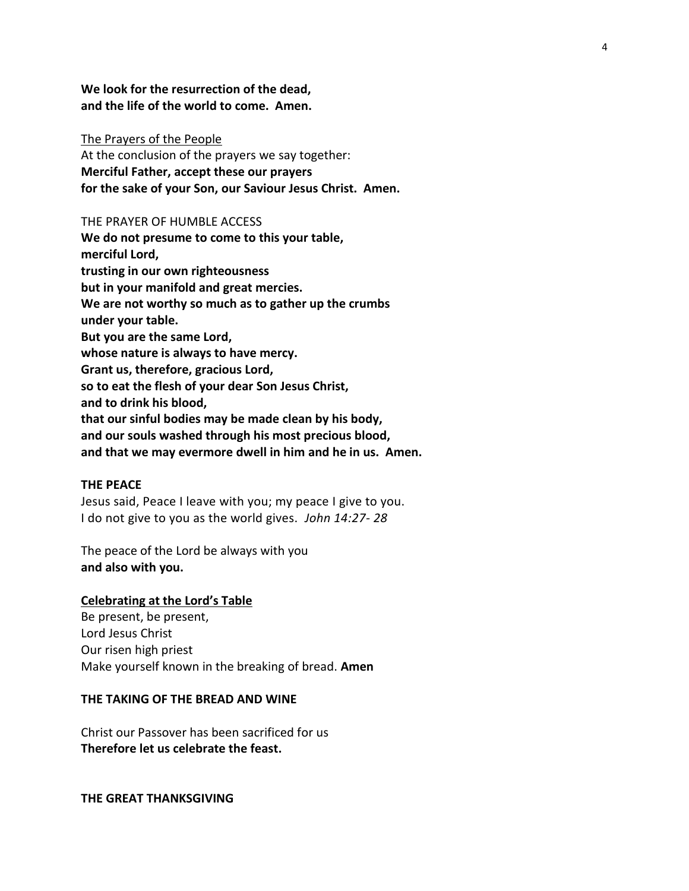**We look for the resurrection of the dead,**
**and the life of the world to come. Amen.**

The Prayers of the People

At the conclusion of the prayers we say together:
**Merciful Father, accept these our prayers**
**for the sake of your Son, our Saviour Jesus Christ. Amen.**

THE PRAYER OF HUMBLE ACCESS

**We do not presume to come to this your table,**
**merciful Lord,**
**trusting in our own righteousness**
**but in your manifold and great mercies.**
**We are not worthy so much as to gather up the crumbs**
**under your table.**
**But you are the same Lord,**
**whose nature is always to have mercy.**
**Grant us, therefore, gracious Lord,**
**so to eat the flesh of your dear Son Jesus Christ,**
**and to drink his blood,**
**that our sinful bodies may be made clean by his body,**
**and our souls washed through his most precious blood,**
**and that we may evermore dwell in him and he in us. Amen.**

**THE PEACE**

Jesus said, Peace I leave with you; my peace I give to you.
I do not give to you as the world gives. *John 14:27- 28*

The peace of the Lord be always with you
**and also with you.**

**Celebrating at the Lord's Table**

Be present, be present,
Lord Jesus Christ
Our risen high priest
Make yourself known in the breaking of bread. **Amen**

**THE TAKING OF THE BREAD AND WINE**

Christ our Passover has been sacrificed for us
**Therefore let us celebrate the feast.**

**THE GREAT THANKSGIVING**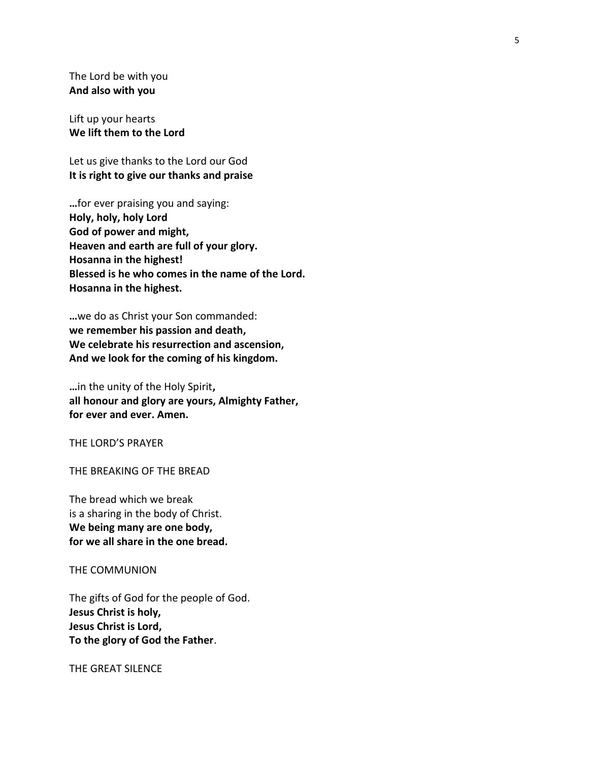The Lord be with you
**And also with you**

Lift up your hearts
**We lift them to the Lord**

Let us give thanks to the Lord our God
**It is right to give our thanks and praise**

**…**for ever praising you and saying:
**Holy, holy, holy Lord**
**God of power and might,**
**Heaven and earth are full of your glory.**
**Hosanna in the highest!**
**Blessed is he who comes in the name of the Lord.**
**Hosanna in the highest.**

**…**we do as Christ your Son commanded:
**we remember his passion and death,**
**We celebrate his resurrection and ascension,**
**And we look for the coming of his kingdom.**

**…**in the unity of the Holy Spirit**,**
**all honour and glory are yours, Almighty Father,**
**for ever and ever. Amen.**

THE LORD'S PRAYER

THE BREAKING OF THE BREAD

The bread which we break
is a sharing in the body of Christ.
**We being many are one body,**
**for we all share in the one bread.**

THE COMMUNION

The gifts of God for the people of God.
**Jesus Christ is holy,**
**Jesus Christ is Lord,**
**To the glory of God the Father**.

THE GREAT SILENCE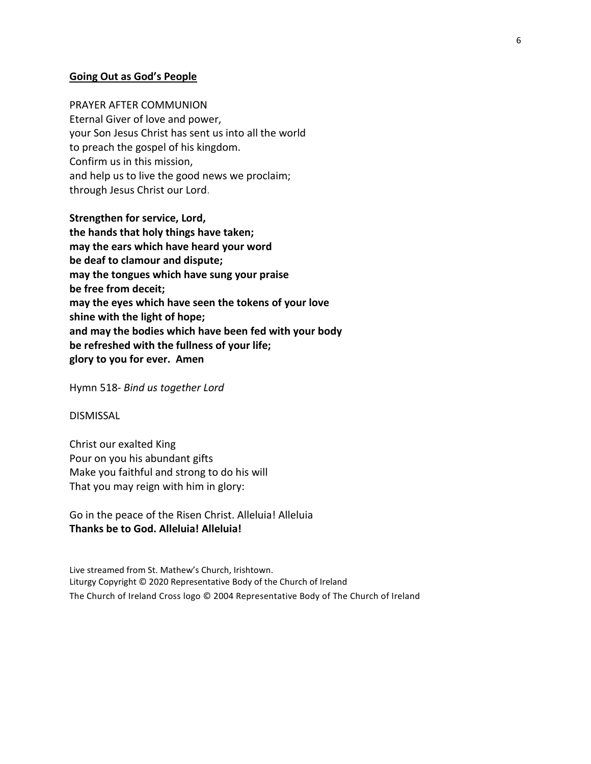**<u>Going Out as God's People</u>**

PRAYER AFTER COMMUNION
Eternal Giver of love and power,
your Son Jesus Christ has sent us into all the world
to preach the gospel of his kingdom.
Confirm us in this mission,
and help us to live the good news we proclaim;
through Jesus Christ our Lord.

**Strengthen for service, Lord,**
**the hands that holy things have taken;**
**may the ears which have heard your word**
**be deaf to clamour and dispute;**
**may the tongues which have sung your praise**
**be free from deceit;**
**may the eyes which have seen the tokens of your love**
**shine with the light of hope;**
**and may the bodies which have been fed with your body**
**be refreshed with the fullness of your life;**
**glory to you for ever. Amen**

Hymn 518- *Bind us together Lord*

DISMISSAL

Christ our exalted King
Pour on you his abundant gifts
Make you faithful and strong to do his will
That you may reign with him in glory:

Go in the peace of the Risen Christ. Alleluia! Alleluia
**Thanks be to God. Alleluia! Alleluia!**

Live streamed from St. Mathew's Church, Irishtown.
Liturgy Copyright © 2020 Representative Body of the Church of Ireland
The Church of Ireland Cross logo © 2004 Representative Body of The Church of Ireland